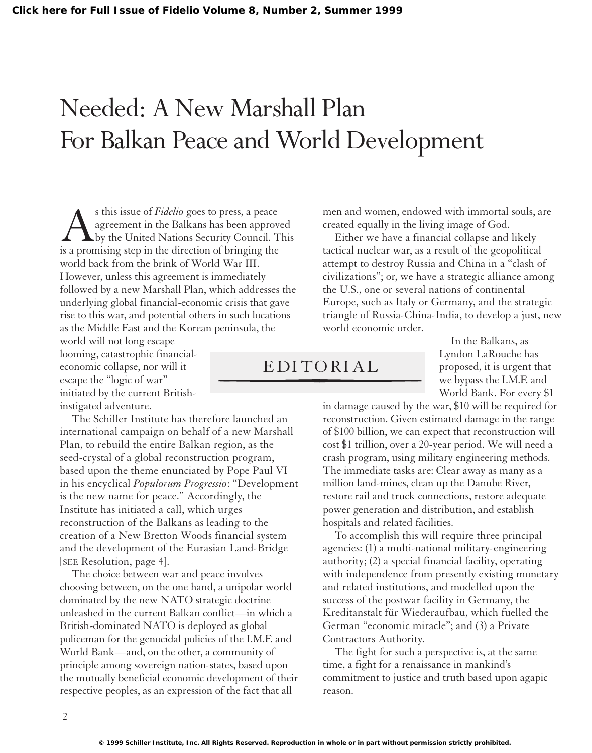# Needed: A New Marshall Plan For Balkan Peace and World Development

## EDITORIAL

As this issue of *Fidelio* goes to press, a peace agreement in the Balkans has been approved by the United Nations Security Council. This is a promising step in the direction of bringing the world back from the brink of World War III. However, unless this agreement is immediately followed by a new Marshall Plan, which addresses the underlying global financial-economic crisis that gave rise to this war, and potential others in such locations as the Middle East and the Korean peninsula, the world will not long escape looming, catastrophic financial-economic collapse, nor will it escape the "logic of war" initiated by the current British-instigated adventure.

The Schiller Institute has therefore launched an international campaign on behalf of a new Marshall Plan, to rebuild the entire Balkan region, as the seed-crystal of a global reconstruction program, based upon the theme enunciated by Pope Paul VI in his encyclical *Populorum Progressio*: "Development is the new name for peace." Accordingly, the Institute has initiated a call, which urges reconstruction of the Balkans as leading to the creation of a New Bretton Woods financial system and the development of the Eurasian Land-Bridge [SEE Resolution, page 4].

The choice between war and peace involves choosing between, on the one hand, a unipolar world dominated by the new NATO strategic doctrine unleashed in the current Balkan conflict—in which a British-dominated NATO is deployed as global policeman for the genocidal policies of the I.M.F. and World Bank—and, on the other, a community of principle among sovereign nation-states, based upon the mutually beneficial economic development of their respective peoples, as an expression of the fact that all men and women, endowed with immortal souls, are created equally in the living image of God.

Either we have a financial collapse and likely tactical nuclear war, as a result of the geopolitical attempt to destroy Russia and China in a "clash of civilizations"; or, we have a strategic alliance among the U.S., one or several nations of continental Europe, such as Italy or Germany, and the strategic triangle of Russia-China-India, to develop a just, new world economic order.

In the Balkans, as Lyndon LaRouche has proposed, it is urgent that we bypass the I.M.F. and World Bank. For every $1 in damage caused by the war, $10 will be required for reconstruction. Given estimated damage in the range of $100 billion, we can expect that reconstruction will cost $1 trillion, over a 20-year period. We will need a crash program, using military engineering methods. The immediate tasks are: Clear away as many as a million land-mines, clean up the Danube River, restore rail and truck connections, restore adequate power generation and distribution, and establish hospitals and related facilities.

To accomplish this will require three principal agencies: (1) a multi-national military-engineering authority; (2) a special financial facility, operating with independence from presently existing monetary and related institutions, and modelled upon the success of the postwar facility in Germany, the Kreditanstalt für Wiederaufbau, which fuelled the German "economic miracle"; and (3) a Private Contractors Authority.

The fight for such a perspective is, at the same time, a fight for a renaissance in mankind's commitment to justice and truth based upon agapic reason.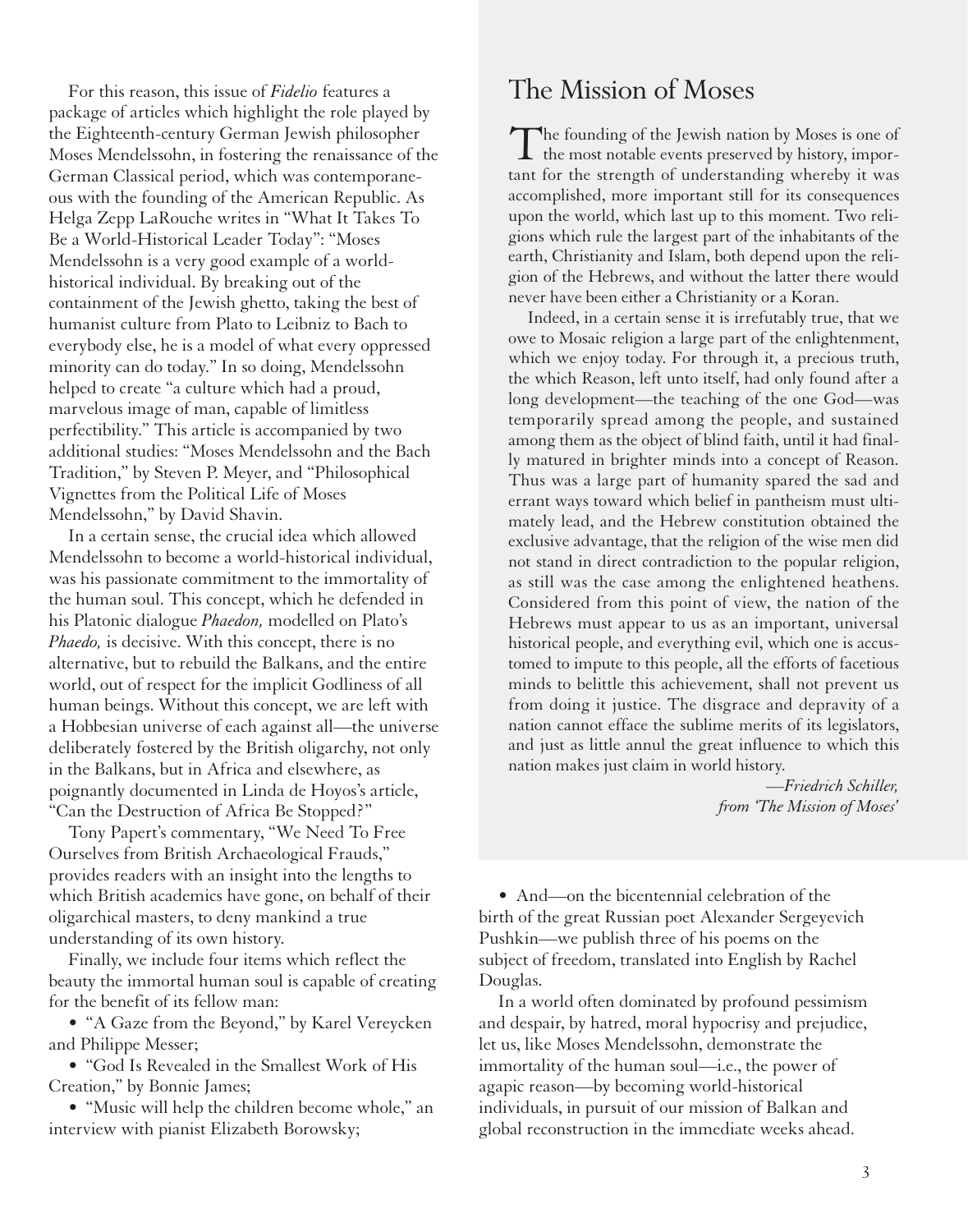For this reason, this issue of *Fidelio* features a package of articles which highlight the role played by the Eighteenth-century German Jewish philosopher Moses Mendelssohn, in fostering the renaissance of the German Classical period, which was contemporaneous with the founding of the American Republic. As Helga Zepp LaRouche writes in "What It Takes To Be a World-Historical Leader Today": "Moses Mendelssohn is a very good example of a world-historical individual. By breaking out of the containment of the Jewish ghetto, taking the best of humanist culture from Plato to Leibniz to Bach to everybody else, he is a model of what every oppressed minority can do today." In so doing, Mendelssohn helped to create "a culture which had a proud, marvelous image of man, capable of limitless perfectibility." This article is accompanied by two additional studies: "Moses Mendelssohn and the Bach Tradition," by Steven P. Meyer, and "Philosophical Vignettes from the Political Life of Moses Mendelssohn," by David Shavin.

In a certain sense, the crucial idea which allowed Mendelssohn to become a world-historical individual, was his passionate commitment to the immortality of the human soul. This concept, which he defended in his Platonic dialogue *Phaedon,* modelled on Plato's *Phaedo,* is decisive. With this concept, there is no alternative, but to rebuild the Balkans, and the entire world, out of respect for the implicit Godliness of all human beings. Without this concept, we are left with a Hobbesian universe of each against all—the universe deliberately fostered by the British oligarchy, not only in the Balkans, but in Africa and elsewhere, as poignantly documented in Linda de Hoyos's article, "Can the Destruction of Africa Be Stopped?"

Tony Papert's commentary, "We Need To Free Ourselves from British Archaeological Frauds," provides readers with an insight into the lengths to which British academics have gone, on behalf of their oligarchical masters, to deny mankind a true understanding of its own history.

Finally, we include four items which reflect the beauty the immortal human soul is capable of creating for the benefit of its fellow man:

- "A Gaze from the Beyond," by Karel Vereycken and Philippe Messer;
- "God Is Revealed in the Smallest Work of His Creation," by Bonnie James;
- "Music will help the children become whole," an interview with pianist Elizabeth Borowsky;
- And—on the bicentennial celebration of the birth of the great Russian poet Alexander Sergeyevich Pushkin—we publish three of his poems on the subject of freedom, translated into English by Rachel Douglas.

In a world often dominated by profound pessimism and despair, by hatred, moral hypocrisy and prejudice, let us, like Moses Mendelssohn, demonstrate the immortality of the human soul—i.e., the power of agapic reason—by becoming world-historical individuals, in pursuit of our mission of Balkan and global reconstruction in the immediate weeks ahead.

## The Mission of Moses

The founding of the Jewish nation by Moses is one of the most notable events preserved by history, important for the strength of understanding whereby it was accomplished, more important still for its consequences upon the world, which last up to this moment. Two religions which rule the largest part of the inhabitants of the earth, Christianity and Islam, both depend upon the religion of the Hebrews, and without the latter there would never have been either a Christianity or a Koran.

Indeed, in a certain sense it is irrefutably true, that we owe to Mosaic religion a large part of the enlightenment, which we enjoy today. For through it, a precious truth, the which Reason, left unto itself, had only found after a long development—the teaching of the one God—was temporarily spread among the people, and sustained among them as the object of blind faith, until it had finally matured in brighter minds into a concept of Reason. Thus was a large part of humanity spared the sad and errant ways toward which belief in pantheism must ultimately lead, and the Hebrew constitution obtained the exclusive advantage, that the religion of the wise men did not stand in direct contradiction to the popular religion, as still was the case among the enlightened heathens. Considered from this point of view, the nation of the Hebrews must appear to us as an important, universal historical people, and everything evil, which one is accustomed to impute to this people, all the efforts of facetious minds to belittle this achievement, shall not prevent us from doing it justice. The disgrace and depravity of a nation cannot efface the sublime merits of its legislators, and just as little annul the great influence to which this nation makes just claim in world history.

*—Friedrich Schiller, from 'The Mission of Moses'*